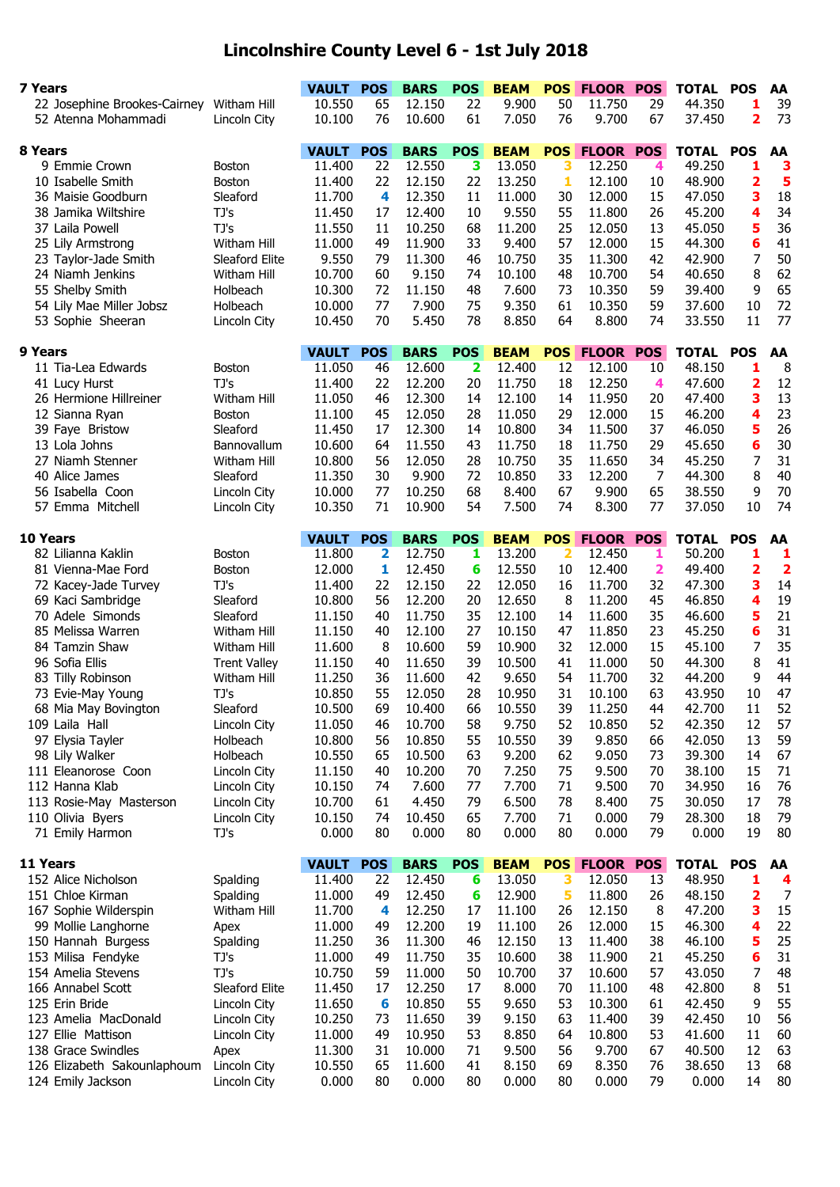# Lincolnshire County Level 6 - 1st July 2018

## 7 Years

| No. | Name | Club | VAULT | POS | BARS | POS | BEAM | POS | FLOOR | POS | TOTAL | POS | AA |
|---|---|---|---|---|---|---|---|---|---|---|---|---|---|
| 22 | Josephine Brookes-Cairney | Witham Hill | 10.550 | 65 | 12.150 | 22 | 9.900 | 50 | 11.750 | 29 | 44.350 | 1 | 39 |
| 52 | Atenna Mohammadi | Lincoln City | 10.100 | 76 | 10.600 | 61 | 7.050 | 76 | 9.700 | 67 | 37.450 | 2 | 73 |

## 8 Years

| No. | Name | Club | VAULT | POS | BARS | POS | BEAM | POS | FLOOR | POS | TOTAL | POS | AA |
|---|---|---|---|---|---|---|---|---|---|---|---|---|---|
| 9 | Emmie Crown | Boston | 11.400 | 22 | 12.550 | 3 | 13.050 | 3 | 12.250 | 4 | 49.250 | 1 | 3 |
| 10 | Isabelle Smith | Boston | 11.400 | 22 | 12.150 | 22 | 13.250 | 1 | 12.100 | 10 | 48.900 | 2 | 5 |
| 36 | Maisie Goodburn | Sleaford | 11.700 | 4 | 12.350 | 11 | 11.000 | 30 | 12.000 | 15 | 47.050 | 3 | 18 |
| 38 | Jamika Wiltshire | TJ's | 11.450 | 17 | 12.400 | 10 | 9.550 | 55 | 11.800 | 26 | 45.200 | 4 | 34 |
| 37 | Laila Powell | TJ's | 11.550 | 11 | 10.250 | 68 | 11.200 | 25 | 12.050 | 13 | 45.050 | 5 | 36 |
| 25 | Lily Armstrong | Witham Hill | 11.000 | 49 | 11.900 | 33 | 9.400 | 57 | 12.000 | 15 | 44.300 | 6 | 41 |
| 23 | Taylor-Jade Smith | Sleaford Elite | 9.550 | 79 | 11.300 | 46 | 10.750 | 35 | 11.300 | 42 | 42.900 | 7 | 50 |
| 24 | Niamh Jenkins | Witham Hill | 10.700 | 60 | 9.150 | 74 | 10.100 | 48 | 10.700 | 54 | 40.650 | 8 | 62 |
| 55 | Shelby Smith | Holbeach | 10.300 | 72 | 11.150 | 48 | 7.600 | 73 | 10.350 | 59 | 39.400 | 9 | 65 |
| 54 | Lily Mae Miller Jobsz | Holbeach | 10.000 | 77 | 7.900 | 75 | 9.350 | 61 | 10.350 | 59 | 37.600 | 10 | 72 |
| 53 | Sophie Sheeran | Lincoln City | 10.450 | 70 | 5.450 | 78 | 8.850 | 64 | 8.800 | 74 | 33.550 | 11 | 77 |

## 9 Years

| No. | Name | Club | VAULT | POS | BARS | POS | BEAM | POS | FLOOR | POS | TOTAL | POS | AA |
|---|---|---|---|---|---|---|---|---|---|---|---|---|---|
| 11 | Tia-Lea Edwards | Boston | 11.050 | 46 | 12.600 | 2 | 12.400 | 12 | 12.100 | 10 | 48.150 | 1 | 8 |
| 41 | Lucy Hurst | TJ's | 11.400 | 22 | 12.200 | 20 | 11.750 | 18 | 12.250 | 4 | 47.600 | 2 | 12 |
| 26 | Hermione Hillreiner | Witham Hill | 11.050 | 46 | 12.300 | 14 | 12.100 | 14 | 11.950 | 20 | 47.400 | 3 | 13 |
| 12 | Sianna Ryan | Boston | 11.100 | 45 | 12.050 | 28 | 11.050 | 29 | 12.000 | 15 | 46.200 | 4 | 23 |
| 39 | Faye Bristow | Sleaford | 11.450 | 17 | 12.300 | 14 | 10.800 | 34 | 11.500 | 37 | 46.050 | 5 | 26 |
| 13 | Lola Johns | Bannovallum | 10.600 | 64 | 11.550 | 43 | 11.750 | 18 | 11.750 | 29 | 45.650 | 6 | 30 |
| 27 | Niamh Stenner | Witham Hill | 10.800 | 56 | 12.050 | 28 | 10.750 | 35 | 11.650 | 34 | 45.250 | 7 | 31 |
| 40 | Alice James | Sleaford | 11.350 | 30 | 9.900 | 72 | 10.850 | 33 | 12.200 | 7 | 44.300 | 8 | 40 |
| 56 | Isabella Coon | Lincoln City | 10.000 | 77 | 10.250 | 68 | 8.400 | 67 | 9.900 | 65 | 38.550 | 9 | 70 |
| 57 | Emma Mitchell | Lincoln City | 10.350 | 71 | 10.900 | 54 | 7.500 | 74 | 8.300 | 77 | 37.050 | 10 | 74 |

## 10 Years

| No. | Name | Club | VAULT | POS | BARS | POS | BEAM | POS | FLOOR | POS | TOTAL | POS | AA |
|---|---|---|---|---|---|---|---|---|---|---|---|---|---|
| 82 | Lilianna Kaklin | Boston | 11.800 | 2 | 12.750 | 1 | 13.200 | 2 | 12.450 | 1 | 50.200 | 1 | 1 |
| 81 | Vienna-Mae Ford | Boston | 12.000 | 1 | 12.450 | 6 | 12.550 | 10 | 12.400 | 2 | 49.400 | 2 | 2 |
| 72 | Kacey-Jade Turvey | TJ's | 11.400 | 22 | 12.150 | 22 | 12.050 | 16 | 11.700 | 32 | 47.300 | 3 | 14 |
| 69 | Kaci Sambridge | Sleaford | 10.800 | 56 | 12.200 | 20 | 12.650 | 8 | 11.200 | 45 | 46.850 | 4 | 19 |
| 70 | Adele Simonds | Sleaford | 11.150 | 40 | 11.750 | 35 | 12.100 | 14 | 11.600 | 35 | 46.600 | 5 | 21 |
| 85 | Melissa Warren | Witham Hill | 11.150 | 40 | 12.100 | 27 | 10.150 | 47 | 11.850 | 23 | 45.250 | 6 | 31 |
| 84 | Tamzin Shaw | Witham Hill | 11.600 | 8 | 10.600 | 59 | 10.900 | 32 | 12.000 | 15 | 45.100 | 7 | 35 |
| 96 | Sofia Ellis | Trent Valley | 11.150 | 40 | 11.650 | 39 | 10.500 | 41 | 11.000 | 50 | 44.300 | 8 | 41 |
| 83 | Tilly Robinson | Witham Hill | 11.250 | 36 | 11.600 | 42 | 9.650 | 54 | 11.700 | 32 | 44.200 | 9 | 44 |
| 73 | Evie-May Young | TJ's | 10.850 | 55 | 12.050 | 28 | 10.950 | 31 | 10.100 | 63 | 43.950 | 10 | 47 |
| 68 | Mia May Bovington | Sleaford | 10.500 | 69 | 10.400 | 66 | 10.550 | 39 | 11.250 | 44 | 42.700 | 11 | 52 |
| 109 | Laila Hall | Lincoln City | 11.050 | 46 | 10.700 | 58 | 9.750 | 52 | 10.850 | 52 | 42.350 | 12 | 57 |
| 97 | Elysia Tayler | Holbeach | 10.800 | 56 | 10.850 | 55 | 10.550 | 39 | 9.850 | 66 | 42.050 | 13 | 59 |
| 98 | Lily Walker | Holbeach | 10.550 | 65 | 10.500 | 63 | 9.200 | 62 | 9.050 | 73 | 39.300 | 14 | 67 |
| 111 | Eleanorose Coon | Lincoln City | 11.150 | 40 | 10.200 | 70 | 7.250 | 75 | 9.500 | 70 | 38.100 | 15 | 71 |
| 112 | Hanna Klab | Lincoln City | 10.150 | 74 | 7.600 | 77 | 7.700 | 71 | 9.500 | 70 | 34.950 | 16 | 76 |
| 113 | Rosie-May Masterson | Lincoln City | 10.700 | 61 | 4.450 | 79 | 6.500 | 78 | 8.400 | 75 | 30.050 | 17 | 78 |
| 110 | Olivia Byers | Lincoln City | 10.150 | 74 | 10.450 | 65 | 7.700 | 71 | 0.000 | 79 | 28.300 | 18 | 79 |
| 71 | Emily Harmon | TJ's | 0.000 | 80 | 0.000 | 80 | 0.000 | 80 | 0.000 | 79 | 0.000 | 19 | 80 |

## 11 Years

| No. | Name | Club | VAULT | POS | BARS | POS | BEAM | POS | FLOOR | POS | TOTAL | POS | AA |
|---|---|---|---|---|---|---|---|---|---|---|---|---|---|
| 152 | Alice Nicholson | Spalding | 11.400 | 22 | 12.450 | 6 | 13.050 | 3 | 12.050 | 13 | 48.950 | 1 | 4 |
| 151 | Chloe Kirman | Spalding | 11.000 | 49 | 12.450 | 6 | 12.900 | 5 | 11.800 | 26 | 48.150 | 2 | 7 |
| 167 | Sophie Wilderspin | Witham Hill | 11.700 | 4 | 12.250 | 17 | 11.100 | 26 | 12.150 | 8 | 47.200 | 3 | 15 |
| 99 | Mollie Langhorne | Apex | 11.000 | 49 | 12.200 | 19 | 11.100 | 26 | 12.000 | 15 | 46.300 | 4 | 22 |
| 150 | Hannah Burgess | Spalding | 11.250 | 36 | 11.300 | 46 | 12.150 | 13 | 11.400 | 38 | 46.100 | 5 | 25 |
| 153 | Milisa Fendyke | TJ's | 11.000 | 49 | 11.750 | 35 | 10.600 | 38 | 11.900 | 21 | 45.250 | 6 | 31 |
| 154 | Amelia Stevens | TJ's | 10.750 | 59 | 11.000 | 50 | 10.700 | 37 | 10.600 | 57 | 43.050 | 7 | 48 |
| 166 | Annabel Scott | Sleaford Elite | 11.450 | 17 | 12.250 | 17 | 8.000 | 70 | 11.100 | 48 | 42.800 | 8 | 51 |
| 125 | Erin Bride | Lincoln City | 11.650 | 6 | 10.850 | 55 | 9.650 | 53 | 10.300 | 61 | 42.450 | 9 | 55 |
| 123 | Amelia MacDonald | Lincoln City | 10.250 | 73 | 11.650 | 39 | 9.150 | 63 | 11.400 | 39 | 42.450 | 10 | 56 |
| 127 | Ellie Mattison | Lincoln City | 11.000 | 49 | 10.950 | 53 | 8.850 | 64 | 10.800 | 53 | 41.600 | 11 | 60 |
| 138 | Grace Swindles | Apex | 11.300 | 31 | 10.000 | 71 | 9.500 | 56 | 9.700 | 67 | 40.500 | 12 | 63 |
| 126 | Elizabeth Sakounlaphoum | Lincoln City | 10.550 | 65 | 11.600 | 41 | 8.150 | 69 | 8.350 | 76 | 38.650 | 13 | 68 |
| 124 | Emily Jackson | Lincoln City | 0.000 | 80 | 0.000 | 80 | 0.000 | 80 | 0.000 | 79 | 0.000 | 14 | 80 |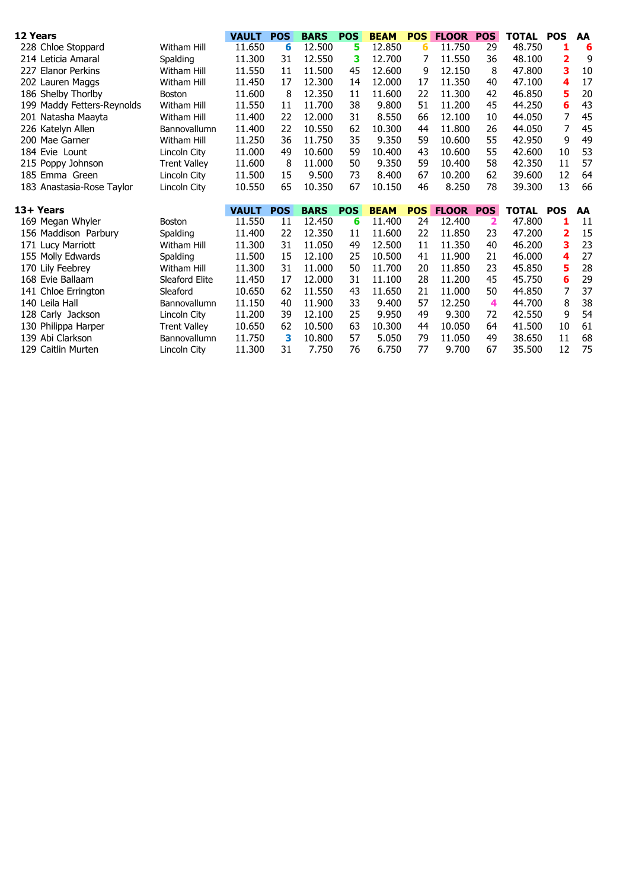| 12 Years | | VAULT | POS | BARS | POS | BEAM | POS | FLOOR | POS | TOTAL | POS | AA |
|---|---|---|---|---|---|---|---|---|---|---|---|---|
| 228 Chloe Stoppard | Witham Hill | 11.650 | 6 | 12.500 | 5 | 12.850 | 6 | 11.750 | 29 | 48.750 | 1 | 6 |
| 214 Leticia Amaral | Spalding | 11.300 | 31 | 12.550 | 3 | 12.700 | 7 | 11.550 | 36 | 48.100 | 2 | 9 |
| 227 Elanor Perkins | Witham Hill | 11.550 | 11 | 11.500 | 45 | 12.600 | 9 | 12.150 | 8 | 47.800 | 3 | 10 |
| 202 Lauren Maggs | Witham Hill | 11.450 | 17 | 12.300 | 14 | 12.000 | 17 | 11.350 | 40 | 47.100 | 4 | 17 |
| 186 Shelby Thorlby | Boston | 11.600 | 8 | 12.350 | 11 | 11.600 | 22 | 11.300 | 42 | 46.850 | 5 | 20 |
| 199 Maddy Fetters-Reynolds | Witham Hill | 11.550 | 11 | 11.700 | 38 | 9.800 | 51 | 11.200 | 45 | 44.250 | 6 | 43 |
| 201 Natasha Maayta | Witham Hill | 11.400 | 22 | 12.000 | 31 | 8.550 | 66 | 12.100 | 10 | 44.050 | 7 | 45 |
| 226 Katelyn Allen | Bannovallumn | 11.400 | 22 | 10.550 | 62 | 10.300 | 44 | 11.800 | 26 | 44.050 | 7 | 45 |
| 200 Mae Garner | Witham Hill | 11.250 | 36 | 11.750 | 35 | 9.350 | 59 | 10.600 | 55 | 42.950 | 9 | 49 |
| 184 Evie Lount | Lincoln City | 11.000 | 49 | 10.600 | 59 | 10.400 | 43 | 10.600 | 55 | 42.600 | 10 | 53 |
| 215 Poppy Johnson | Trent Valley | 11.600 | 8 | 11.000 | 50 | 9.350 | 59 | 10.400 | 58 | 42.350 | 11 | 57 |
| 185 Emma Green | Lincoln City | 11.500 | 15 | 9.500 | 73 | 8.400 | 67 | 10.200 | 62 | 39.600 | 12 | 64 |
| 183 Anastasia-Rose Taylor | Lincoln City | 10.550 | 65 | 10.350 | 67 | 10.150 | 46 | 8.250 | 78 | 39.300 | 13 | 66 |

| 13+ Years | | VAULT | POS | BARS | POS | BEAM | POS | FLOOR | POS | TOTAL | POS | AA |
|---|---|---|---|---|---|---|---|---|---|---|---|---|
| 169 Megan Whyler | Boston | 11.550 | 11 | 12.450 | 6 | 11.400 | 24 | 12.400 | 2 | 47.800 | 1 | 11 |
| 156 Maddison Parbury | Spalding | 11.400 | 22 | 12.350 | 11 | 11.600 | 22 | 11.850 | 23 | 47.200 | 2 | 15 |
| 171 Lucy Marriott | Witham Hill | 11.300 | 31 | 11.050 | 49 | 12.500 | 11 | 11.350 | 40 | 46.200 | 3 | 23 |
| 155 Molly Edwards | Spalding | 11.500 | 15 | 12.100 | 25 | 10.500 | 41 | 11.900 | 21 | 46.000 | 4 | 27 |
| 170 Lily Feebrey | Witham Hill | 11.300 | 31 | 11.000 | 50 | 11.700 | 20 | 11.850 | 23 | 45.850 | 5 | 28 |
| 168 Evie Ballaam | Sleaford Elite | 11.450 | 17 | 12.000 | 31 | 11.100 | 28 | 11.200 | 45 | 45.750 | 6 | 29 |
| 141 Chloe Errington | Sleaford | 10.650 | 62 | 11.550 | 43 | 11.650 | 21 | 11.000 | 50 | 44.850 | 7 | 37 |
| 140 Leila Hall | Bannovallumn | 11.150 | 40 | 11.900 | 33 | 9.400 | 57 | 12.250 | 4 | 44.700 | 8 | 38 |
| 128 Carly Jackson | Lincoln City | 11.200 | 39 | 12.100 | 25 | 9.950 | 49 | 9.300 | 72 | 42.550 | 9 | 54 |
| 130 Philippa Harper | Trent Valley | 10.650 | 62 | 10.500 | 63 | 10.300 | 44 | 10.050 | 64 | 41.500 | 10 | 61 |
| 139 Abi Clarkson | Bannovallumn | 11.750 | 3 | 10.800 | 57 | 5.050 | 79 | 11.050 | 49 | 38.650 | 11 | 68 |
| 129 Caitlin Murten | Lincoln City | 11.300 | 31 | 7.750 | 76 | 6.750 | 77 | 9.700 | 67 | 35.500 | 12 | 75 |